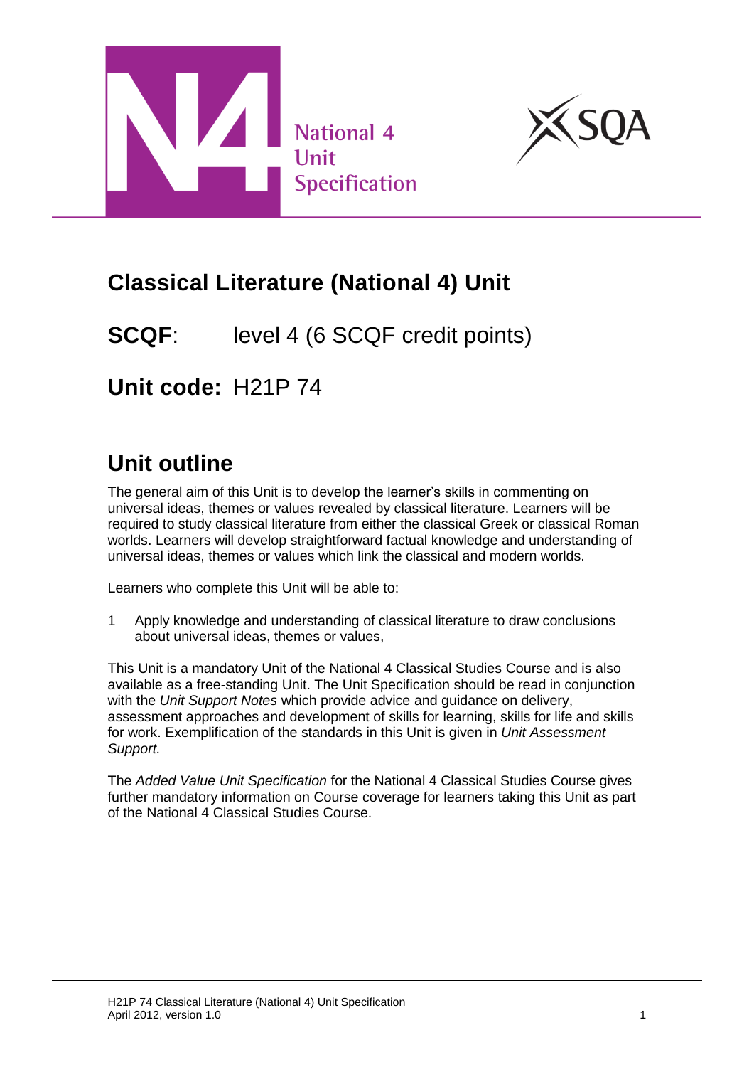National 4 Unit Specification

# Classical Literature (National 4) Unit

**SCQF**: level 4 (6 SCQF credit points)

**Unit code:** H21P 74

## Unit outline

The general aim of this Unit is to develop the learner's skills in commenting on universal ideas, themes or values revealed by classical literature. Learners will be required to study classical literature from either the classical Greek or classical Roman worlds. Learners will develop straightforward factual knowledge and understanding of universal ideas, themes or values which link the classical and modern worlds.

Learners who complete this Unit will be able to:

1 Apply knowledge and understanding of classical literature to draw conclusions about universal ideas, themes or values,

This Unit is a mandatory Unit of the National 4 Classical Studies Course and is also available as a free-standing Unit. The Unit Specification should be read in conjunction with the *Unit Support Notes* which provide advice and guidance on delivery, assessment approaches and development of skills for learning, skills for life and skills for work. Exemplification of the standards in this Unit is given in *Unit Assessment Support.*

The *Added Value Unit Specification* for the National 4 Classical Studies Course gives further mandatory information on Course coverage for learners taking this Unit as part of the National 4 Classical Studies Course.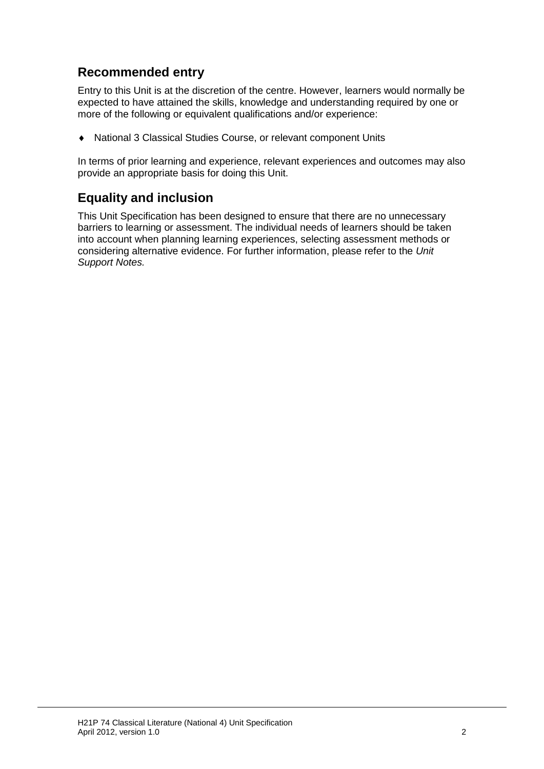## Recommended entry

Entry to this Unit is at the discretion of the centre. However, learners would normally be expected to have attained the skills, knowledge and understanding required by one or more of the following or equivalent qualifications and/or experience:

- National 3 Classical Studies Course, or relevant component Units

In terms of prior learning and experience, relevant experiences and outcomes may also provide an appropriate basis for doing this Unit.

## Equality and inclusion

This Unit Specification has been designed to ensure that there are no unnecessary barriers to learning or assessment. The individual needs of learners should be taken into account when planning learning experiences, selecting assessment methods or considering alternative evidence. For further information, please refer to the *Unit Support Notes.*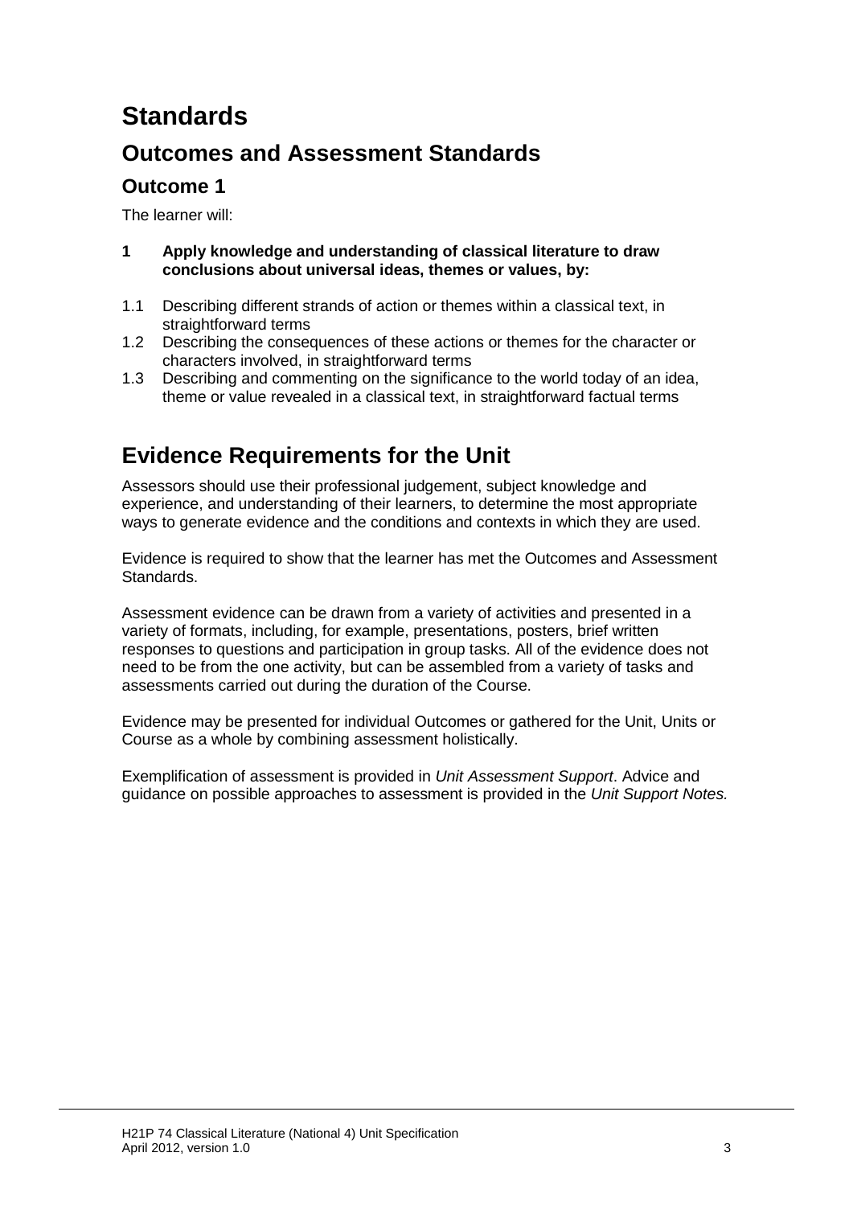# Standards

## Outcomes and Assessment Standards

### Outcome 1

The learner will:

**1 Apply knowledge and understanding of classical literature to draw conclusions about universal ideas, themes or values, by:**

1.1 Describing different strands of action or themes within a classical text, in straightforward terms
1.2 Describing the consequences of these actions or themes for the character or characters involved, in straightforward terms
1.3 Describing and commenting on the significance to the world today of an idea, theme or value revealed in a classical text, in straightforward factual terms

# Evidence Requirements for the Unit

Assessors should use their professional judgement, subject knowledge and experience, and understanding of their learners, to determine the most appropriate ways to generate evidence and the conditions and contexts in which they are used.

Evidence is required to show that the learner has met the Outcomes and Assessment Standards.

Assessment evidence can be drawn from a variety of activities and presented in a variety of formats, including, for example, presentations, posters, brief written responses to questions and participation in group tasks. All of the evidence does not need to be from the one activity, but can be assembled from a variety of tasks and assessments carried out during the duration of the Course.

Evidence may be presented for individual Outcomes or gathered for the Unit, Units or Course as a whole by combining assessment holistically.

Exemplification of assessment is provided in *Unit Assessment Support*. Advice and guidance on possible approaches to assessment is provided in the *Unit Support Notes.*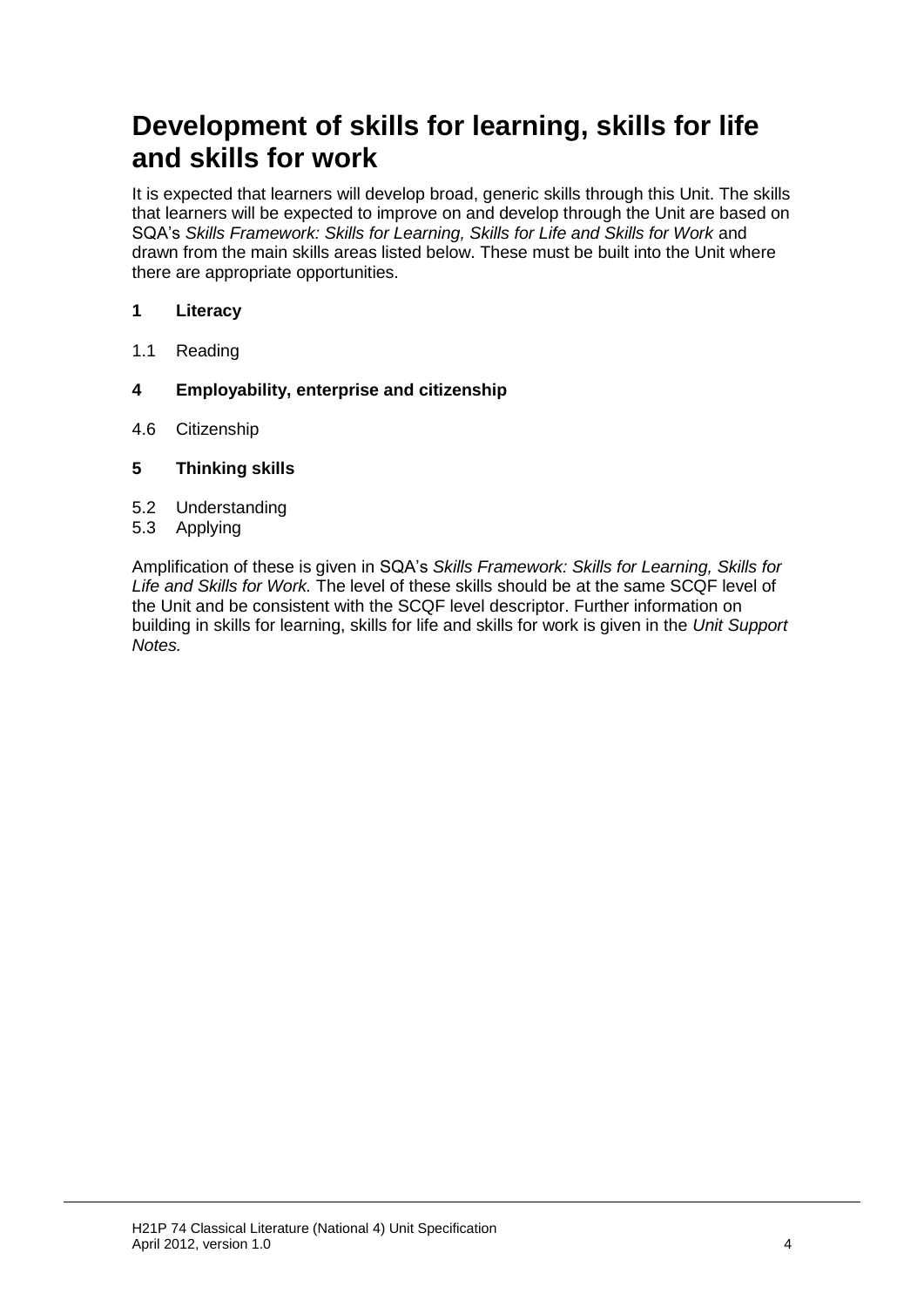# Development of skills for learning, skills for life and skills for work

It is expected that learners will develop broad, generic skills through this Unit. The skills that learners will be expected to improve on and develop through the Unit are based on SQA's *Skills Framework: Skills for Learning, Skills for Life and Skills for Work* and drawn from the main skills areas listed below. These must be built into the Unit where there are appropriate opportunities.

**1 Literacy**

1.1 Reading

**4 Employability, enterprise and citizenship**

4.6 Citizenship

**5 Thinking skills**

5.2 Understanding
5.3 Applying

Amplification of these is given in SQA's *Skills Framework: Skills for Learning, Skills for Life and Skills for Work.* The level of these skills should be at the same SCQF level of the Unit and be consistent with the SCQF level descriptor. Further information on building in skills for learning, skills for life and skills for work is given in the *Unit Support Notes.*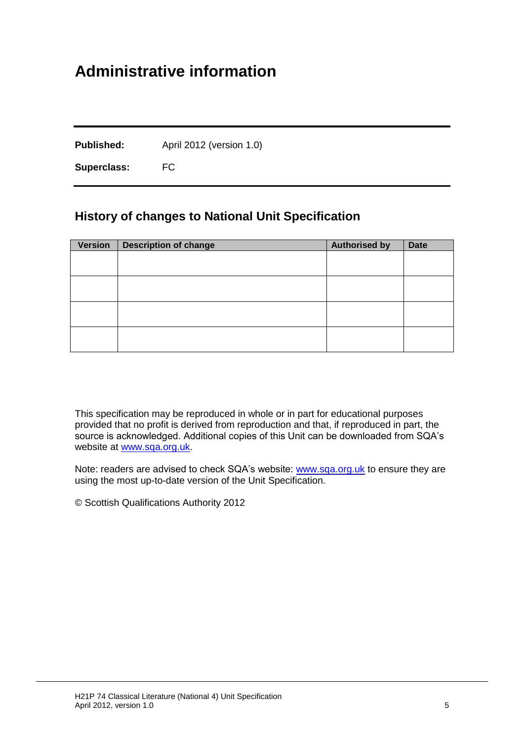# Administrative information

| | |
|---|---|
| **Published:** | April 2012 (version 1.0) |
| **Superclass:** | FC |

## History of changes to National Unit Specification

| Version | Description of change | Authorised by | Date |
|---|---|---|---|
| | | | |
| | | | |
| | | | |
| | | | |

This specification may be reproduced in whole or in part for educational purposes provided that no profit is derived from reproduction and that, if reproduced in part, the source is acknowledged. Additional copies of this Unit can be downloaded from SQA's website at www.sqa.org.uk.

Note: readers are advised to check SQA's website: www.sqa.org.uk to ensure they are using the most up-to-date version of the Unit Specification.

© Scottish Qualifications Authority 2012